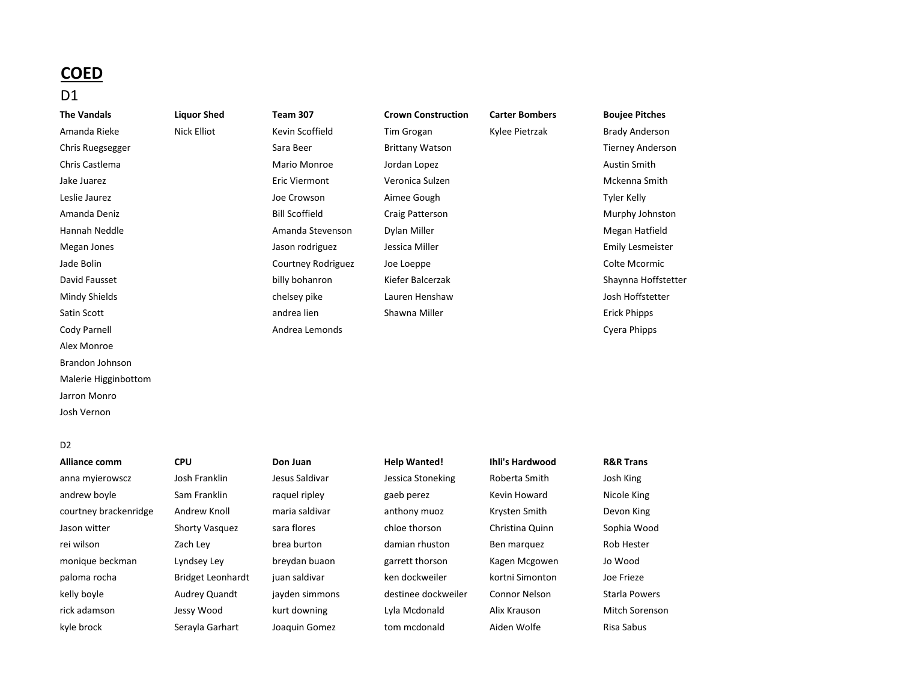# COED

## D1

| The Vandals | Liquor Shed | Team 307 | Crown Construction | Carter Bombers | Boujee Pitches |
|---|---|---|---|---|---|
| Amanda Rieke | Nick Elliot | Kevin Scoffield | Tim Grogan | Kylee Pietrzak | Brady Anderson |
| Chris Ruegsegger | | Sara Beer | Brittany Watson | | Tierney Anderson |
| Chris Castlema | | Mario Monroe | Jordan Lopez | | Austin Smith |
| Jake Juarez | | Eric Viermont | Veronica Sulzen | | Mckenna Smith |
| Leslie Jaurez | | Joe Crowson | Aimee Gough | | Tyler Kelly |
| Amanda Deniz | | Bill Scoffield | Craig Patterson | | Murphy Johnston |
| Hannah Neddle | | Amanda Stevenson | Dylan Miller | | Megan Hatfield |
| Megan Jones | | Jason rodriguez | Jessica Miller | | Emily Lesmeister |
| Jade Bolin | | Courtney Rodriguez | Joe Loeppe | | Colte Mcormic |
| David Fausset | | billy bohanron | Kiefer Balcerzak | | Shaynna Hoffstetter |
| Mindy Shields | | chelsey pike | Lauren Henshaw | | Josh Hoffstetter |
| Satin Scott | | andrea lien | Shawna Miller | | Erick Phipps |
| Cody Parnell | | Andrea Lemonds | | | Cyera Phipps |
| Alex Monroe | | | | | |
| Brandon Johnson | | | | | |
| Malerie Higginbottom | | | | | |
| Jarron Monro | | | | | |
| Josh Vernon | | | | | |

## D2

| Alliance comm | CPU | Don Juan | Help Wanted! | Ihli's Hardwood | R&R Trans |
|---|---|---|---|---|---|
| anna myierowscz | Josh Franklin | Jesus Saldivar | Jessica Stoneking | Roberta Smith | Josh King |
| andrew boyle | Sam Franklin | raquel ripley | gaeb perez | Kevin Howard | Nicole King |
| courtney brackenridge | Andrew Knoll | maria saldivar | anthony muoz | Krysten Smith | Devon King |
| Jason witter | Shorty Vasquez | sara flores | chloe thorson | Christina Quinn | Sophia Wood |
| rei wilson | Zach Ley | brea burton | damian rhuston | Ben marquez | Rob Hester |
| monique beckman | Lyndsey Ley | breydan buaon | garrett thorson | Kagen Mcgowen | Jo Wood |
| paloma rocha | Bridget Leonhardt | juan saldivar | ken dockweiler | kortni Simonton | Joe Frieze |
| kelly boyle | Audrey Quandt | jayden simmons | destinee dockweiler | Connor Nelson | Starla Powers |
| rick adamson | Jessy Wood | kurt downing | Lyla Mcdonald | Alix Krauson | Mitch Sorenson |
| kyle brock | Serayla Garhart | Joaquin Gomez | tom mcdonald | Aiden Wolfe | Risa Sabus |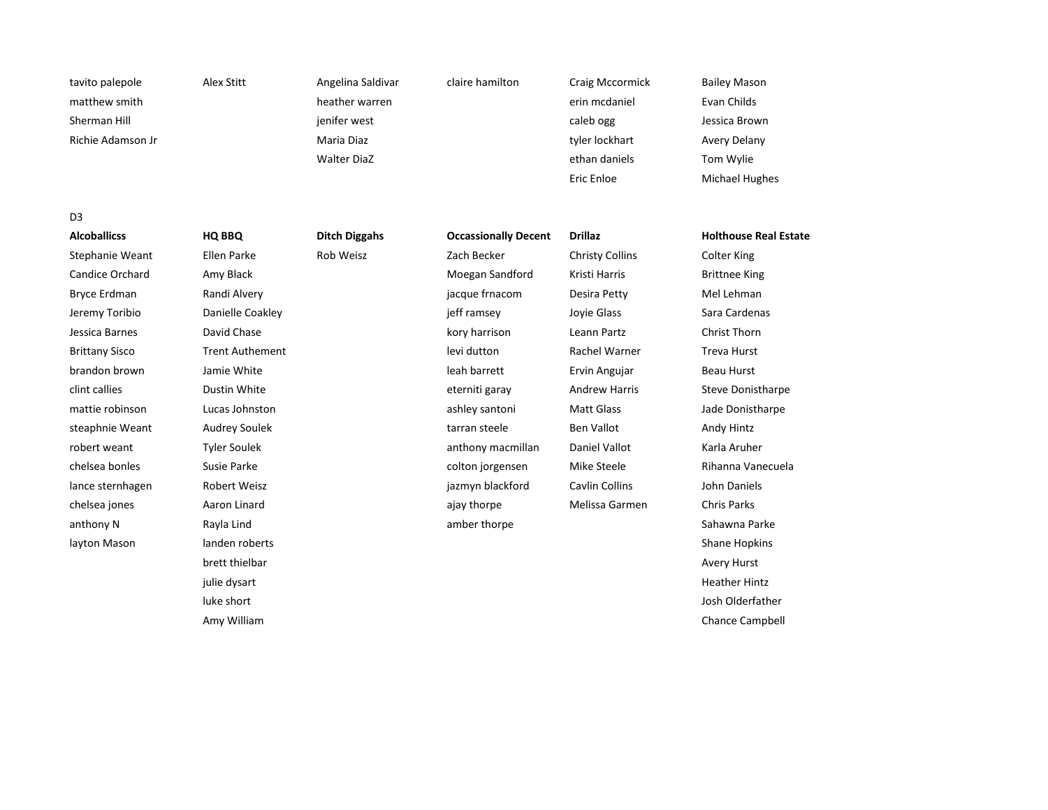| | | | | | |
|---|---|---|---|---|---|
| tavito palepole | Alex Stitt | Angelina Saldivar | claire hamilton | Craig Mccormick | Bailey Mason |
| matthew smith | | heather warren | | erin mcdaniel | Evan Childs |
| Sherman Hill | | jenifer west | | caleb ogg | Jessica Brown |
| Richie Adamson Jr | | Maria Diaz | | tyler lockhart | Avery Delany |
| | | Walter DiaZ | | ethan daniels | Tom Wylie |
| | | | | Eric Enloe | Michael Hughes |

D3

| **Alcoballicss** | **HQ BBQ** | **Ditch Diggahs** | **Occassionally Decent** | **Drillaz** | **Holthouse Real Estate** |
|---|---|---|---|---|---|
| Stephanie Weant | Ellen Parke | Rob Weisz | Zach Becker | Christy Collins | Colter King |
| Candice Orchard | Amy Black | | Moegan Sandford | Kristi Harris | Brittnee King |
| Bryce Erdman | Randi Alvery | | jacque frnacom | Desira Petty | Mel Lehman |
| Jeremy Toribio | Danielle Coakley | | jeff ramsey | Joyie Glass | Sara Cardenas |
| Jessica Barnes | David Chase | | kory harrison | Leann Partz | Christ Thorn |
| Brittany Sisco | Trent Authement | | levi dutton | Rachel Warner | Treva Hurst |
| brandon brown | Jamie White | | leah barrett | Ervin Angujar | Beau Hurst |
| clint callies | Dustin White | | eterniti garay | Andrew Harris | Steve Donistharpe |
| mattie robinson | Lucas Johnston | | ashley santoni | Matt Glass | Jade Donistharpe |
| steaphnie Weant | Audrey Soulek | | tarran steele | Ben Vallot | Andy Hintz |
| robert weant | Tyler Soulek | | anthony macmillan | Daniel Vallot | Karla Aruher |
| chelsea bonles | Susie Parke | | colton jorgensen | Mike Steele | Rihanna Vanecuela |
| lance sternhagen | Robert Weisz | | jazmyn blackford | Cavlin Collins | John Daniels |
| chelsea jones | Aaron Linard | | ajay thorpe | Melissa Garmen | Chris Parks |
| anthony N | Rayla Lind | | amber thorpe | | Sahawna Parke |
| layton Mason | landen roberts | | | | Shane Hopkins |
| | brett thielbar | | | | Avery Hurst |
| | julie dysart | | | | Heather Hintz |
| | luke short | | | | Josh Olderfather |
| | Amy William | | | | Chance Campbell |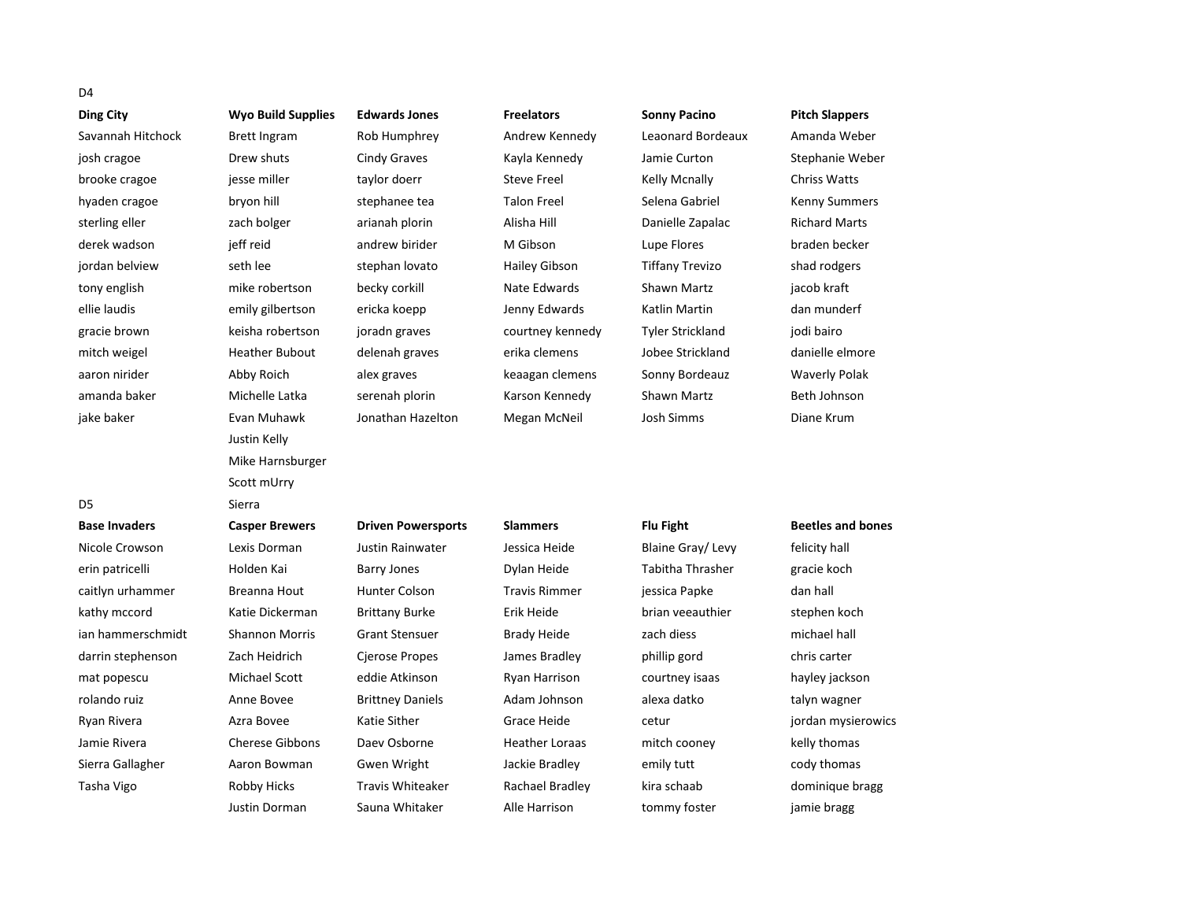D4

| Ding City | Wyo Build Supplies | Edwards Jones | Freelators | Sonny Pacino | Pitch Slappers |
|---|---|---|---|---|---|
| Savannah Hitchock | Brett Ingram | Rob Humphrey | Andrew Kennedy | Leaonard Bordeaux | Amanda Weber |
| josh cragoe | Drew shuts | Cindy Graves | Kayla Kennedy | Jamie Curton | Stephanie Weber |
| brooke cragoe | jesse miller | taylor doerr | Steve Freel | Kelly Mcnally | Chriss Watts |
| hyaden cragoe | bryon hill | stephanee tea | Talon Freel | Selena Gabriel | Kenny Summers |
| sterling eller | zach bolger | arianah plorin | Alisha Hill | Danielle Zapalac | Richard Marts |
| derek wadson | jeff reid | andrew birider | M Gibson | Lupe Flores | braden becker |
| jordan belview | seth lee | stephan lovato | Hailey Gibson | Tiffany Trevizo | shad rodgers |
| tony english | mike robertson | becky corkill | Nate Edwards | Shawn Martz | jacob kraft |
| ellie laudis | emily gilbertson | ericka koepp | Jenny Edwards | Katlin Martin | dan munderf |
| gracie brown | keisha robertson | joradn graves | courtney kennedy | Tyler Strickland | jodi bairo |
| mitch weigel | Heather Bubout | delenah graves | erika clemens | Jobee Strickland | danielle elmore |
| aaron nirider | Abby Roich | alex graves | keaagan clemens | Sonny Bordeauz | Waverly Polak |
| amanda baker | Michelle Latka | serenah plorin | Karson Kennedy | Shawn Martz | Beth Johnson |
| jake baker | Evan Muhawk | Jonathan Hazelton | Megan McNeil | Josh Simms | Diane Krum |
| | Justin Kelly | | | | |
| | Mike Harnsburger | | | | |
| | Scott mUrry | | | | |
| | Sierra | | | | |

D5

| Base Invaders | Casper Brewers | Driven Powersports | Slammers | Flu Fight | Beetles and bones |
|---|---|---|---|---|---|
| Nicole Crowson | Lexis Dorman | Justin Rainwater | Jessica Heide | Blaine Gray/ Levy | felicity hall |
| erin patricelli | Holden Kai | Barry Jones | Dylan Heide | Tabitha Thrasher | gracie koch |
| caitlyn urhammer | Breanna Hout | Hunter Colson | Travis Rimmer | jessica Papke | dan hall |
| kathy mccord | Katie Dickerman | Brittany Burke | Erik Heide | brian veeauthier | stephen koch |
| ian hammerschmidt | Shannon Morris | Grant Stensuer | Brady Heide | zach diess | michael hall |
| darrin stephenson | Zach Heidrich | Cjerose Propes | James Bradley | phillip gord | chris carter |
| mat popescu | Michael Scott | eddie Atkinson | Ryan Harrison | courtney isaas | hayley jackson |
| rolando ruiz | Anne Bovee | Brittney Daniels | Adam Johnson | alexa datko | talyn wagner |
| Ryan Rivera | Azra Bovee | Katie Sither | Grace Heide | cetur | jordan mysierowics |
| Jamie Rivera | Cherese Gibbons | Daev Osborne | Heather Loraas | mitch cooney | kelly thomas |
| Sierra Gallagher | Aaron Bowman | Gwen Wright | Jackie Bradley | emily tutt | cody thomas |
| Tasha Vigo | Robby Hicks | Travis Whiteaker | Rachael Bradley | kira schaab | dominique bragg |
| | Justin Dorman | Sauna Whitaker | Alle Harrison | tommy foster | jamie bragg |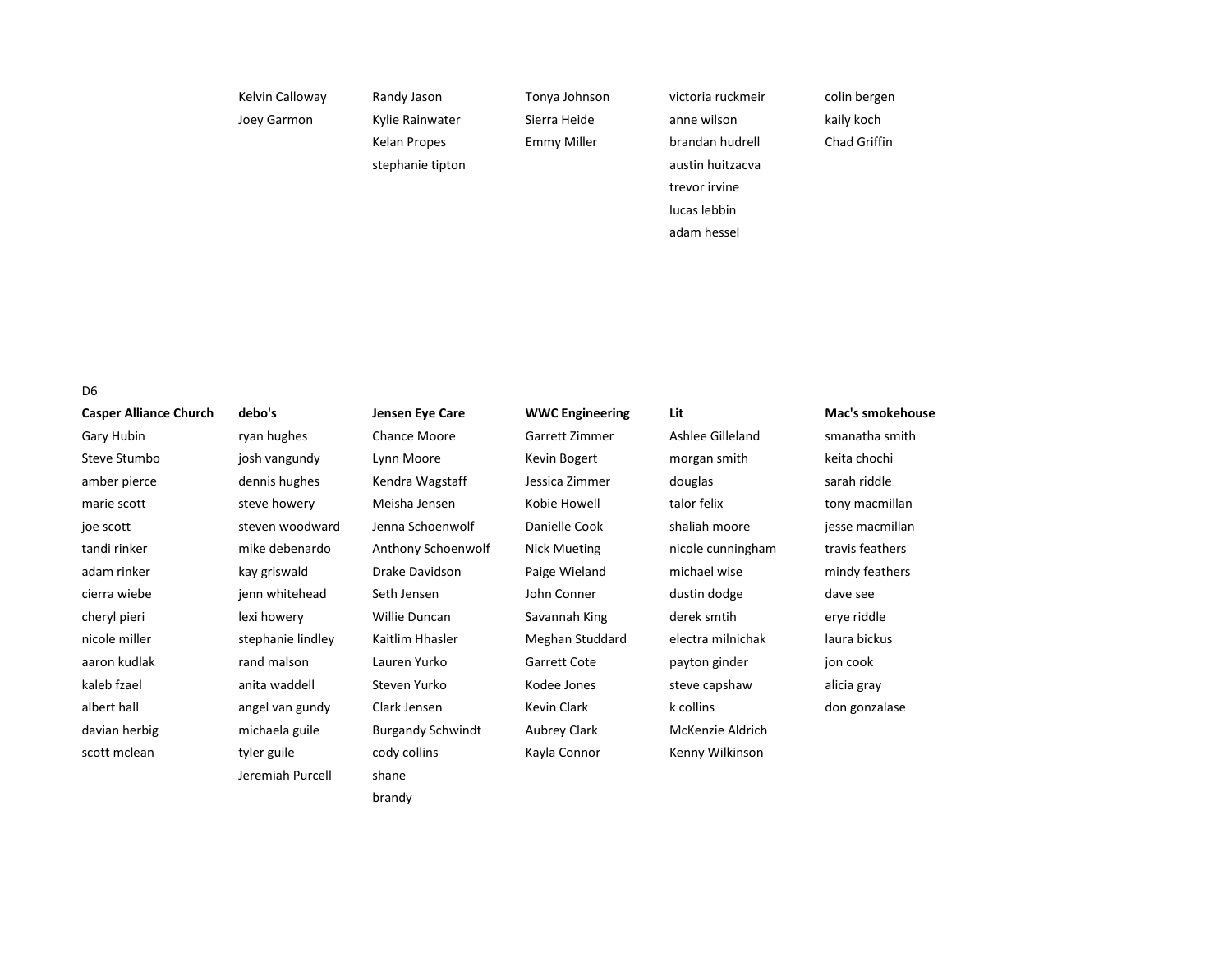| | | | | | |
|---|---|---|---|---|---|
| | Kelvin Calloway | Randy Jason | Tonya Johnson | victoria ruckmeir | colin bergen |
| | Joey Garmon | Kylie Rainwater | Sierra Heide | anne wilson | kaily koch |
| | | Kelan Propes | Emmy Miller | brandan hudrell | Chad Griffin |
| | | stephanie tipton | | austin huitzacva | |
| | | | | trevor irvine | |
| | | | | lucas lebbin | |
| | | | | adam hessel | |

D6

| Casper Alliance Church | debo's | Jensen Eye Care | WWC Engineering | Lit | Mac's smokehouse |
|---|---|---|---|---|---|
| Gary Hubin | ryan hughes | Chance Moore | Garrett Zimmer | Ashlee Gilleland | smanatha smith |
| Steve Stumbo | josh vangundy | Lynn Moore | Kevin Bogert | morgan smith | keita chochi |
| amber pierce | dennis hughes | Kendra Wagstaff | Jessica Zimmer | douglas | sarah riddle |
| marie scott | steve howery | Meisha Jensen | Kobie Howell | talor felix | tony macmillan |
| joe scott | steven woodward | Jenna Schoenwolf | Danielle Cook | shaliah moore | jesse macmillan |
| tandi rinker | mike debenardo | Anthony Schoenwolf | Nick Mueting | nicole cunningham | travis feathers |
| adam rinker | kay griswald | Drake Davidson | Paige Wieland | michael wise | mindy feathers |
| cierra wiebe | jenn whitehead | Seth Jensen | John Conner | dustin dodge | dave see |
| cheryl pieri | lexi howery | Willie Duncan | Savannah King | derek smtih | erye riddle |
| nicole miller | stephanie lindley | Kaitlim Hhasler | Meghan Studdard | electra milnichak | laura bickus |
| aaron kudlak | rand malson | Lauren Yurko | Garrett Cote | payton ginder | jon cook |
| kaleb fzael | anita waddell | Steven Yurko | Kodee Jones | steve capshaw | alicia gray |
| albert hall | angel van gundy | Clark Jensen | Kevin Clark | k collins | don gonzalase |
| davian herbig | michaela guile | Burgandy Schwindt | Aubrey Clark | McKenzie Aldrich | |
| scott mclean | tyler guile | cody collins | Kayla Connor | Kenny Wilkinson | |
| | Jeremiah Purcell | shane | | | |
| | | brandy | | | |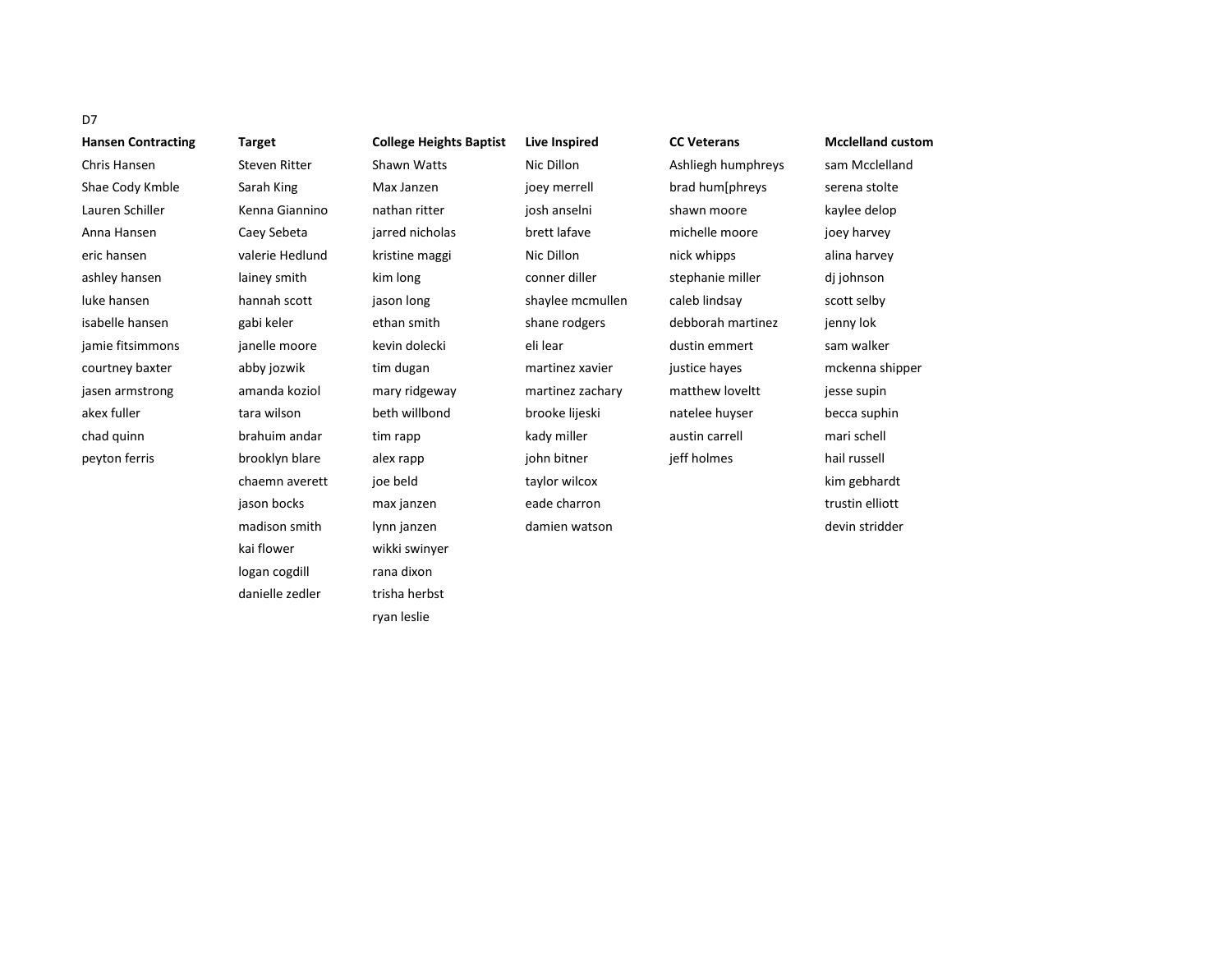D7

| Hansen Contracting | Target | College Heights Baptist | Live Inspired | CC Veterans | Mcclelland custom |
|---|---|---|---|---|---|
| Chris Hansen | Steven Ritter | Shawn Watts | Nic Dillon | Ashliegh humphreys | sam Mcclelland |
| Shae Cody Kmble | Sarah King | Max Janzen | joey merrell | brad hum[phreys | serena stolte |
| Lauren Schiller | Kenna Giannino | nathan ritter | josh anselni | shawn moore | kaylee delop |
| Anna Hansen | Caey Sebeta | jarred nicholas | brett lafave | michelle moore | joey harvey |
| eric hansen | valerie Hedlund | kristine maggi | Nic Dillon | nick whipps | alina harvey |
| ashley hansen | lainey smith | kim long | conner diller | stephanie miller | dj johnson |
| luke hansen | hannah scott | jason long | shaylee mcmullen | caleb lindsay | scott selby |
| isabelle hansen | gabi keler | ethan smith | shane rodgers | debborah martinez | jenny lok |
| jamie fitsimmons | janelle moore | kevin dolecki | eli lear | dustin emmert | sam walker |
| courtney baxter | abby jozwik | tim dugan | martinez xavier | justice hayes | mckenna shipper |
| jasen armstrong | amanda koziol | mary ridgeway | martinez zachary | matthew loveltt | jesse supin |
| akex fuller | tara wilson | beth willbond | brooke lijeski | natelee huyser | becca suphin |
| chad quinn | brahuim andar | tim rapp | kady miller | austin carrell | mari schell |
| peyton ferris | brooklyn blare | alex rapp | john bitner | jeff holmes | hail russell |
| | chaemn averett | joe beld | taylor wilcox | | kim gebhardt |
| | jason bocks | max janzen | eade charron | | trustin elliott |
| | madison smith | lynn janzen | damien watson | | devin stridder |
| | kai flower | wikki swinyer | | | |
| | logan cogdill | rana dixon | | | |
| | danielle zedler | trisha herbst | | | |
| | | ryan leslie | | | |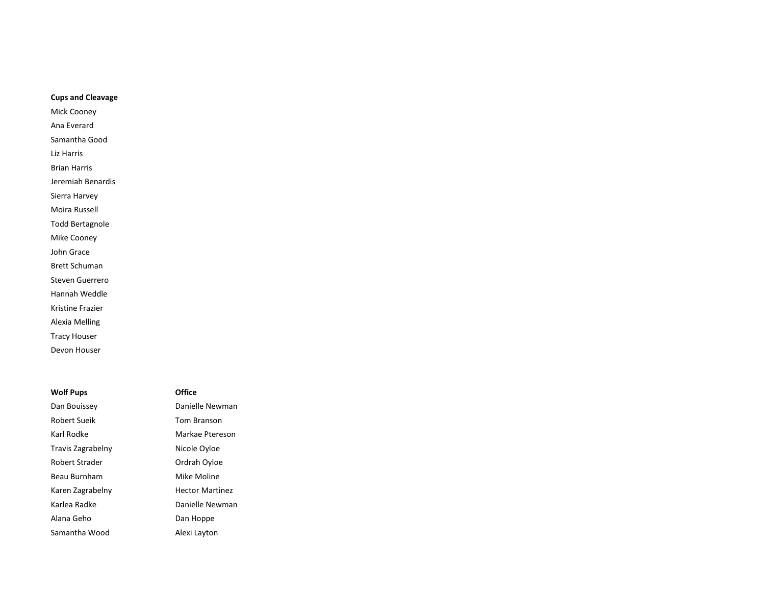**Cups and Cleavage**

Mick Cooney
Ana Everard
Samantha Good
Liz Harris
Brian Harris
Jeremiah Benardis
Sierra Harvey
Moira Russell
Todd Bertagnole
Mike Cooney
John Grace
Brett Schuman
Steven Guerrero
Hannah Weddle
Kristine Frazier
Alexia Melling
Tracy Houser
Devon Houser

| **Wolf Pups** | **Office** |
| --- | --- |
| Dan Bouissey | Danielle Newman |
| Robert Sueik | Tom Branson |
| Karl Rodke | Markae Ptereson |
| Travis Zagrabelny | Nicole Oyloe |
| Robert Strader | Ordrah Oyloe |
| Beau Burnham | Mike Moline |
| Karen Zagrabelny | Hector Martinez |
| Karlea Radke | Danielle Newman |
| Alana Geho | Dan Hoppe |
| Samantha Wood | Alexi Layton |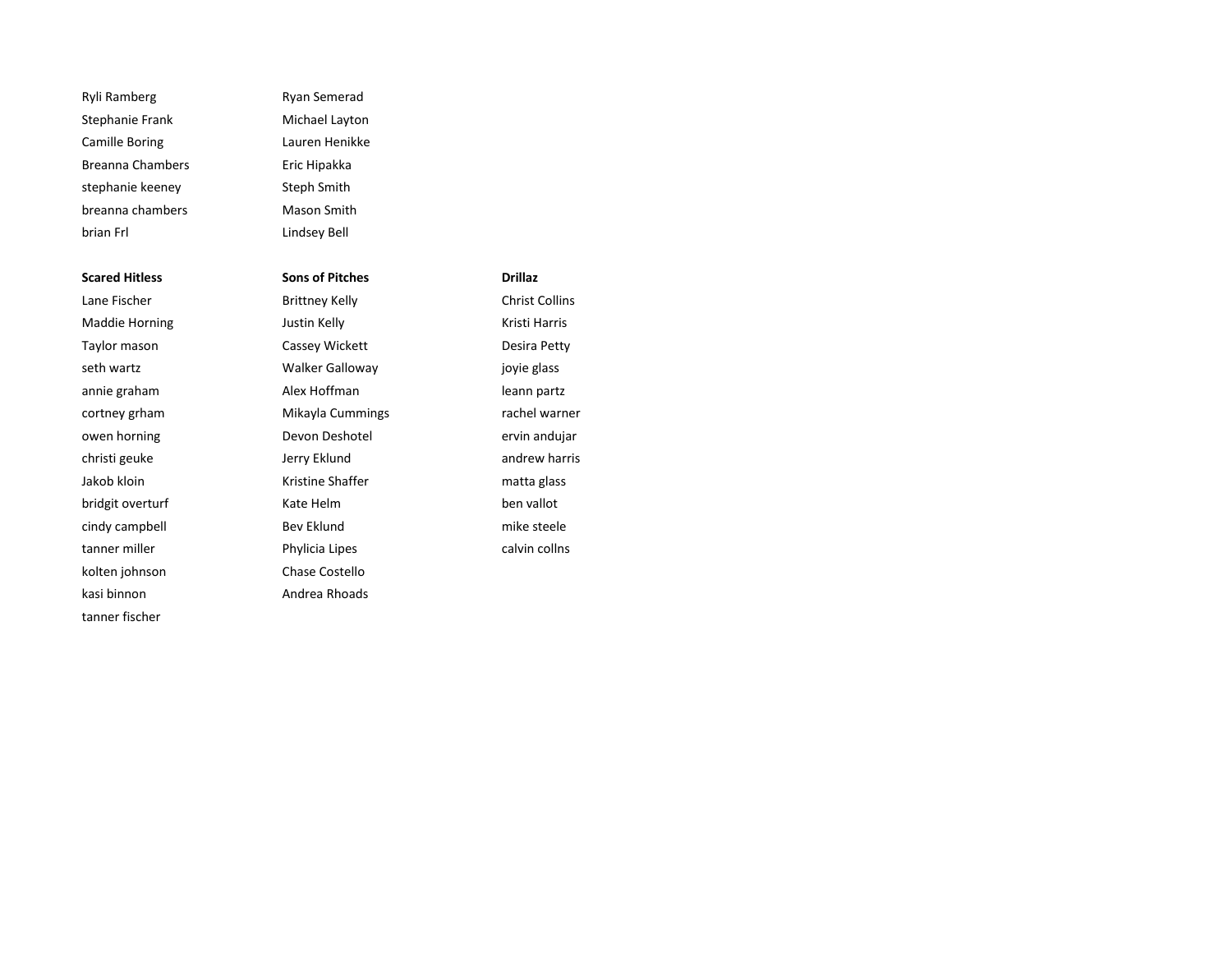| | |
|---|---|
| Ryli Ramberg | Ryan Semerad |
| Stephanie Frank | Michael Layton |
| Camille Boring | Lauren Henikke |
| Breanna Chambers | Eric Hipakka |
| stephanie keeney | Steph Smith |
| breanna chambers | Mason Smith |
| brian Frl | Lindsey Bell |

| **Scared Hitless** | **Sons of Pitches** | **Drillaz** |
|---|---|---|
| Lane Fischer | Brittney Kelly | Christ Collins |
| Maddie Horning | Justin Kelly | Kristi Harris |
| Taylor mason | Cassey Wickett | Desira Petty |
| seth wartz | Walker Galloway | joyie glass |
| annie graham | Alex Hoffman | leann partz |
| cortney grham | Mikayla Cummings | rachel warner |
| owen horning | Devon Deshotel | ervin andujar |
| christi geuke | Jerry Eklund | andrew harris |
| Jakob kloin | Kristine Shaffer | matta glass |
| bridgit overturf | Kate Helm | ben vallot |
| cindy campbell | Bev Eklund | mike steele |
| tanner miller | Phylicia Lipes | calvin collns |
| kolten johnson | Chase Costello | |
| kasi binnon | Andrea Rhoads | |
| tanner fischer | | |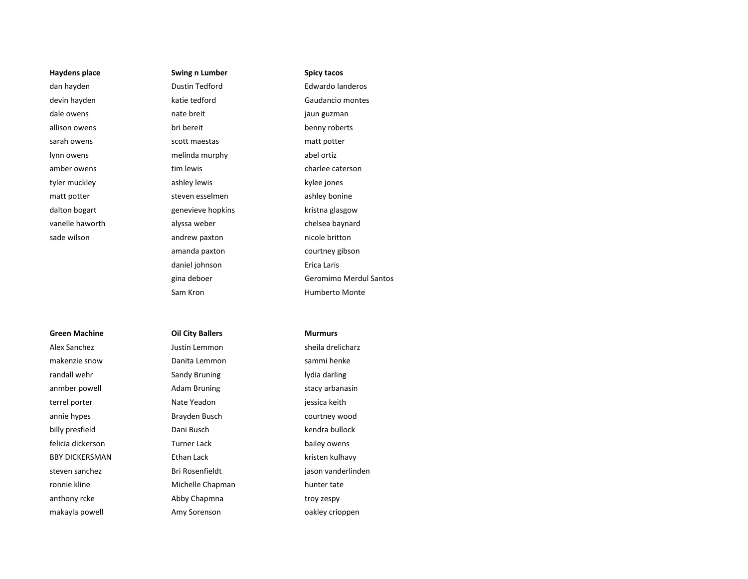**Haydens place**

dan hayden
devin hayden
dale owens
allison owens
sarah owens
lynn owens
amber owens
tyler muckley
matt potter
dalton bogart
vanelle haworth
sade wilson

**Swing n Lumber**

Dustin Tedford
katie tedford
nate breit
bri bereit
scott maestas
melinda murphy
tim lewis
ashley lewis
steven esselmen
genevieve hopkins
alyssa weber
andrew paxton
amanda paxton
daniel johnson
gina deboer
Sam Kron

**Spicy tacos**

Edwardo landeros
Gaudancio montes
jaun guzman
benny roberts
matt potter
abel ortiz
charlee caterson
kylee jones
ashley bonine
kristna glasgow
chelsea baynard
nicole britton
courtney gibson
Erica Laris
Geromimo Merdul Santos
Humberto Monte

**Green Machine**

Alex Sanchez
makenzie snow
randall wehr
anmber powell
terrel porter
annie hypes
billy presfield
felicia dickerson
BBY DICKERSMAN
steven sanchez
ronnie kline
anthony rcke
makayla powell

**Oil City Ballers**

Justin Lemmon
Danita Lemmon
Sandy Bruning
Adam Bruning
Nate Yeadon
Brayden Busch
Dani Busch
Turner Lack
Ethan Lack
Bri Rosenfieldt
Michelle Chapman
Abby Chapmna
Amy Sorenson

**Murmurs**

sheila drelicharz
sammi henke
lydia darling
stacy arbanasin
jessica keith
courtney wood
kendra bullock
bailey owens
kristen kulhavy
jason vanderlinden
hunter tate
troy zespy
oakley crioppen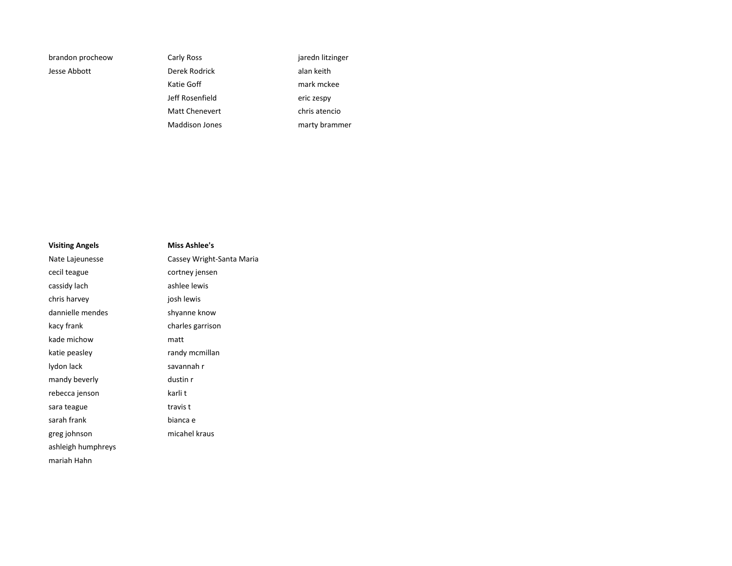brandon procheow
Jesse Abbott

Carly Ross
Derek Rodrick
Katie Goff
Jeff Rosenfield
Matt Chenevert
Maddison Jones

jaredn litzinger
alan keith
mark mckee
eric zespy
chris atencio
marty brammer

**Visiting Angels**

Nate Lajeunesse
cecil teague
cassidy lach
chris harvey
dannielle mendes
kacy frank
kade michow
katie peasley
lydon lack
mandy beverly
rebecca jenson
sara teague
sarah frank
greg johnson
ashleigh humphreys
mariah Hahn

**Miss Ashlee's**

Cassey Wright-Santa Maria
cortney jensen
ashlee lewis
josh lewis
shyanne know
charles garrison
matt
randy mcmillan
savannah r
dustin r
karli t
travis t
bianca e
micahel kraus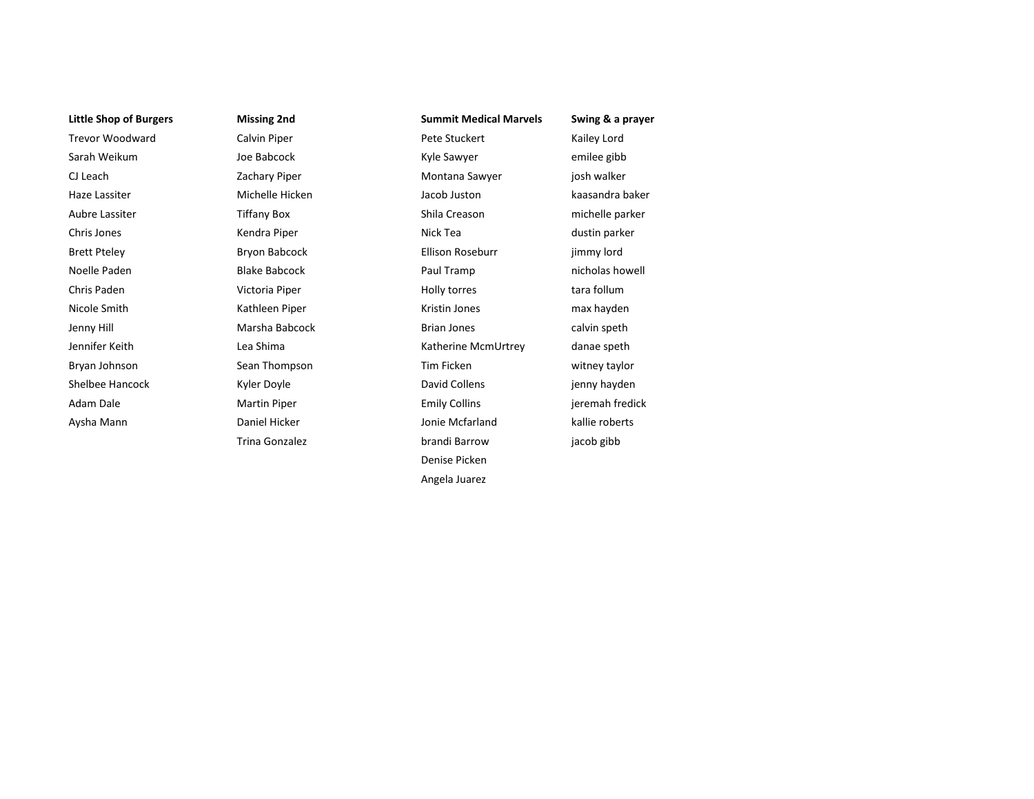| Little Shop of Burgers | Missing 2nd | Summit Medical Marvels | Swing & a prayer |
| --- | --- | --- | --- |
| Trevor Woodward | Calvin Piper | Pete Stuckert | Kailey Lord |
| Sarah Weikum | Joe Babcock | Kyle Sawyer | emilee gibb |
| CJ Leach | Zachary Piper | Montana Sawyer | josh walker |
| Haze Lassiter | Michelle Hicken | Jacob Juston | kaasandra baker |
| Aubre Lassiter | Tiffany Box | Shila Creason | michelle parker |
| Chris Jones | Kendra Piper | Nick Tea | dustin parker |
| Brett Pteley | Bryon Babcock | Ellison Roseburr | jimmy lord |
| Noelle Paden | Blake Babcock | Paul Tramp | nicholas howell |
| Chris Paden | Victoria Piper | Holly torres | tara follum |
| Nicole Smith | Kathleen Piper | Kristin Jones | max hayden |
| Jenny Hill | Marsha Babcock | Brian Jones | calvin speth |
| Jennifer Keith | Lea Shima | Katherine McmUrtrey | danae speth |
| Bryan Johnson | Sean Thompson | Tim Ficken | witney taylor |
| Shelbee Hancock | Kyler Doyle | David Collens | jenny hayden |
| Adam Dale | Martin Piper | Emily Collins | jeremah fredick |
| Aysha Mann | Daniel Hicker | Jonie Mcfarland | kallie roberts |
| | Trina Gonzalez | brandi Barrow | jacob gibb |
| | | Denise Picken | |
| | | Angela Juarez | |